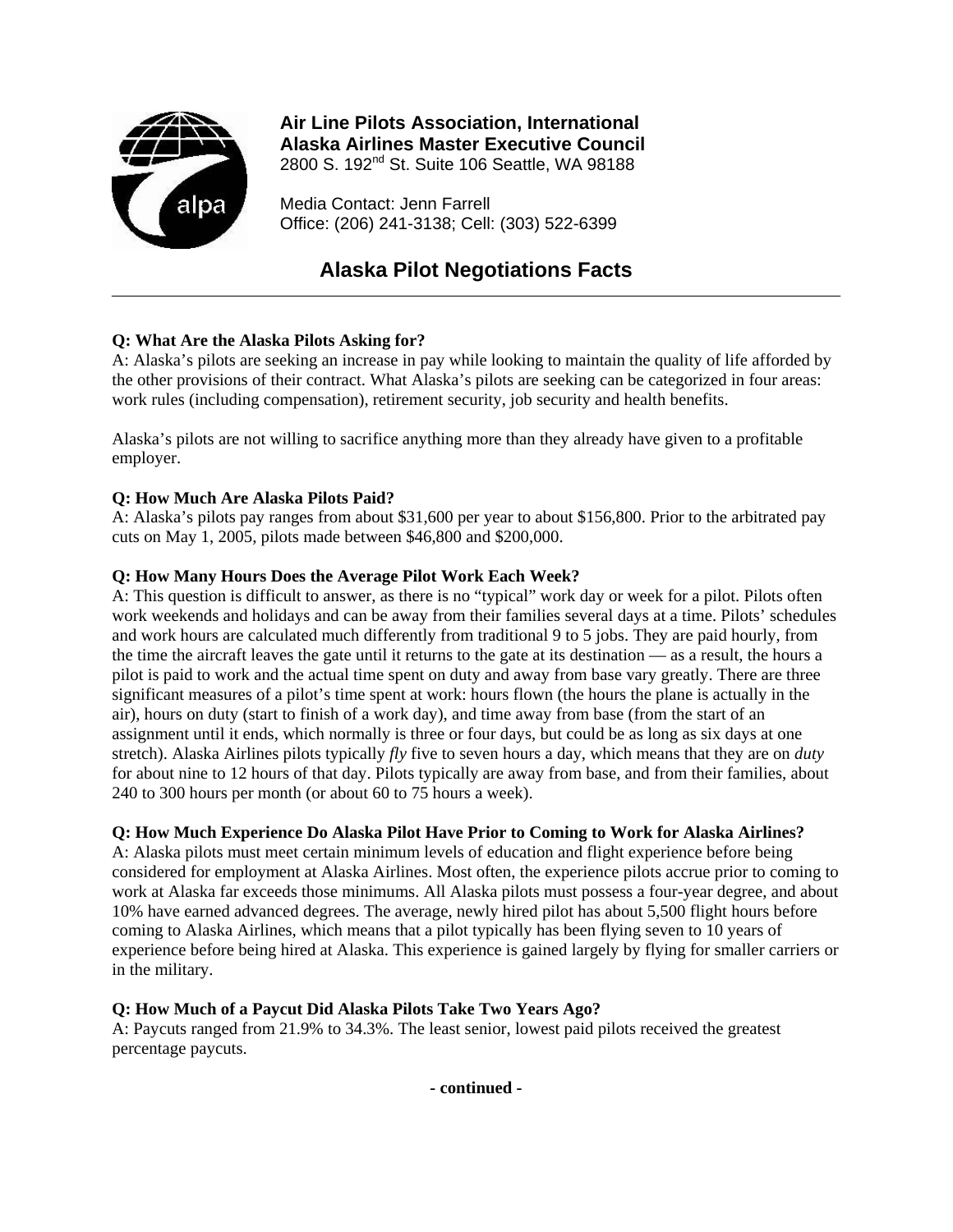**Air Line Pilots Association, International**
**Alaska Airlines Master Executive Council**
2800 S. 192nd St. Suite 106 Seattle, WA 98188

Media Contact: Jenn Farrell
Office: (206) 241-3138; Cell: (303) 522-6399

# Alaska Pilot Negotiations Facts

---

**Q: What Are the Alaska Pilots Asking for?**
A: Alaska's pilots are seeking an increase in pay while looking to maintain the quality of life afforded by the other provisions of their contract. What Alaska's pilots are seeking can be categorized in four areas: work rules (including compensation), retirement security, job security and health benefits.

Alaska's pilots are not willing to sacrifice anything more than they already have given to a profitable employer.

**Q: How Much Are Alaska Pilots Paid?**
A: Alaska's pilots pay ranges from about $31,600 per year to about $156,800. Prior to the arbitrated pay cuts on May 1, 2005, pilots made between $46,800 and $200,000.

**Q: How Many Hours Does the Average Pilot Work Each Week?**
A: This question is difficult to answer, as there is no "typical" work day or week for a pilot. Pilots often work weekends and holidays and can be away from their families several days at a time. Pilots' schedules and work hours are calculated much differently from traditional 9 to 5 jobs. They are paid hourly, from the time the aircraft leaves the gate until it returns to the gate at its destination — as a result, the hours a pilot is paid to work and the actual time spent on duty and away from base vary greatly. There are three significant measures of a pilot's time spent at work: hours flown (the hours the plane is actually in the air), hours on duty (start to finish of a work day), and time away from base (from the start of an assignment until it ends, which normally is three or four days, but could be as long as six days at one stretch). Alaska Airlines pilots typically *fly* five to seven hours a day, which means that they are on *duty* for about nine to 12 hours of that day. Pilots typically are away from base, and from their families, about 240 to 300 hours per month (or about 60 to 75 hours a week).

**Q: How Much Experience Do Alaska Pilot Have Prior to Coming to Work for Alaska Airlines?**
A: Alaska pilots must meet certain minimum levels of education and flight experience before being considered for employment at Alaska Airlines. Most often, the experience pilots accrue prior to coming to work at Alaska far exceeds those minimums. All Alaska pilots must possess a four-year degree, and about 10% have earned advanced degrees. The average, newly hired pilot has about 5,500 flight hours before coming to Alaska Airlines, which means that a pilot typically has been flying seven to 10 years of experience before being hired at Alaska. This experience is gained largely by flying for smaller carriers or in the military.

**Q: How Much of a Paycut Did Alaska Pilots Take Two Years Ago?**
A: Paycuts ranged from 21.9% to 34.3%. The least senior, lowest paid pilots received the greatest percentage paycuts.

**- continued -**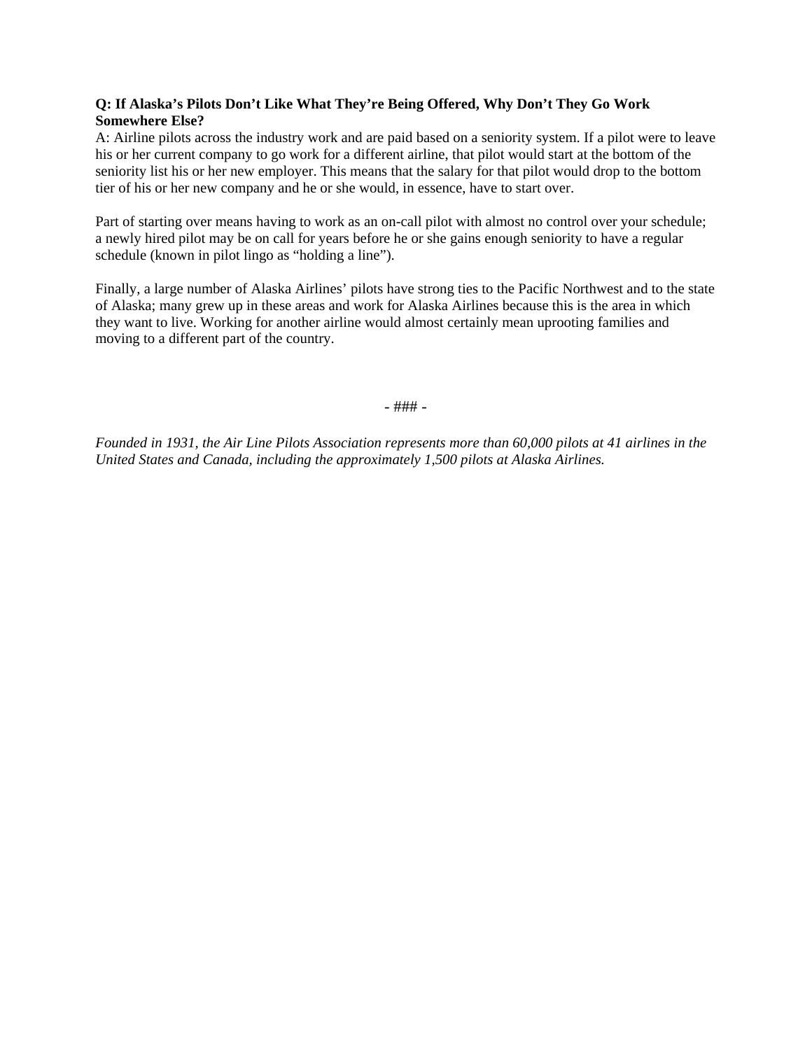**Q: If Alaska's Pilots Don't Like What They're Being Offered, Why Don't They Go Work Somewhere Else?**

A: Airline pilots across the industry work and are paid based on a seniority system. If a pilot were to leave his or her current company to go work for a different airline, that pilot would start at the bottom of the seniority list his or her new employer. This means that the salary for that pilot would drop to the bottom tier of his or her new company and he or she would, in essence, have to start over.

Part of starting over means having to work as an on-call pilot with almost no control over your schedule; a newly hired pilot may be on call for years before he or she gains enough seniority to have a regular schedule (known in pilot lingo as "holding a line").

Finally, a large number of Alaska Airlines' pilots have strong ties to the Pacific Northwest and to the state of Alaska; many grew up in these areas and work for Alaska Airlines because this is the area in which they want to live. Working for another airline would almost certainly mean uprooting families and moving to a different part of the country.

- ### -

*Founded in 1931, the Air Line Pilots Association represents more than 60,000 pilots at 41 airlines in the United States and Canada, including the approximately 1,500 pilots at Alaska Airlines.*